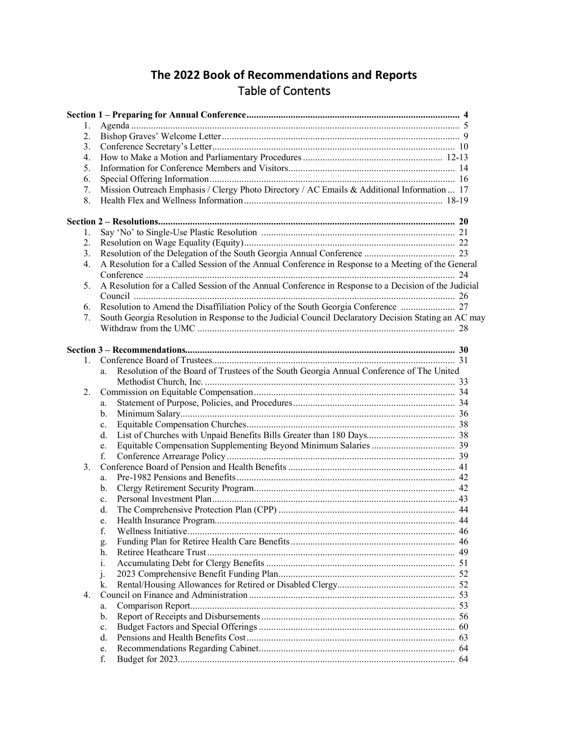# The 2022 Book of Recommendations and Reports

## Table of Contents

**Section 1 – Preparing for Annual Conference ... 4**

1. Agenda ... 5
2. Bishop Graves' Welcome Letter ... 9
3. Conference Secretary's Letter ... 10
4. How to Make a Motion and Parliamentary Procedures ... 12-13
5. Information for Conference Members and Visitors ... 14
6. Special Offering Information ... 16
7. Mission Outreach Emphasis / Clergy Photo Directory / AC Emails & Additional Information ... 17
8. Health Flex and Wellness Information ... 18-19

**Section 2 – Resolutions ... 20**

1. Say 'No' to Single-Use Plastic Resolution ... 21
2. Resolution on Wage Equality (Equity) ... 22
3. Resolution of the Delegation of the South Georgia Annual Conference ... 23
4. A Resolution for a Called Session of the Annual Conference in Response to a Meeting of the General Conference ... 24
5. A Resolution for a Called Session of the Annual Conference in Response to a Decision of the Judicial Council ... 26
6. Resolution to Amend the Disaffiliation Policy of the South Georgia Conference ... 27
7. South Georgia Resolution in Response to the Judicial Council Declaratory Decision Stating an AC may Withdraw from the UMC ... 28

**Section 3 – Recommendations ... 30**

1. Conference Board of Trustees ... 31
   a. Resolution of the Board of Trustees of the South Georgia Annual Conference of The United Methodist Church, Inc. ... 33
2. Commission on Equitable Compensation ... 34
   a. Statement of Purpose, Policies, and Procedures ... 34
   b. Minimum Salary ... 36
   c. Equitable Compensation Churches ... 38
   d. List of Churches with Unpaid Benefits Bills Greater than 180 Days ... 38
   e. Equitable Compensation Supplementing Beyond Minimum Salaries ... 39
   f. Conference Arrearage Policy ... 39
3. Conference Board of Pension and Health Benefits ... 41
   a. Pre-1982 Pensions and Benefits ... 42
   b. Clergy Retirement Security Program ... 42
   c. Personal Investment Plan ... 43
   d. The Comprehensive Protection Plan (CPP) ... 44
   e. Health Insurance Program ... 44
   f. Wellness Initiative ... 46
   g. Funding Plan for Retiree Health Care Benefits ... 46
   h. Retiree Heathcare Trust ... 49
   i. Accumulating Debt for Clergy Benefits ... 51
   j. 2023 Comprehensive Benefit Funding Plan ... 52
   k. Rental/Housing Allowances for Retired or Disabled Clergy ... 52
4. Council on Finance and Administration ... 53
   a. Comparison Report ... 53
   b. Report of Receipts and Disbursements ... 56
   c. Budget Factors and Special Offerings ... 60
   d. Pensions and Health Benefits Cost ... 63
   e. Recommendations Regarding Cabinet ... 64
   f. Budget for 2023 ... 64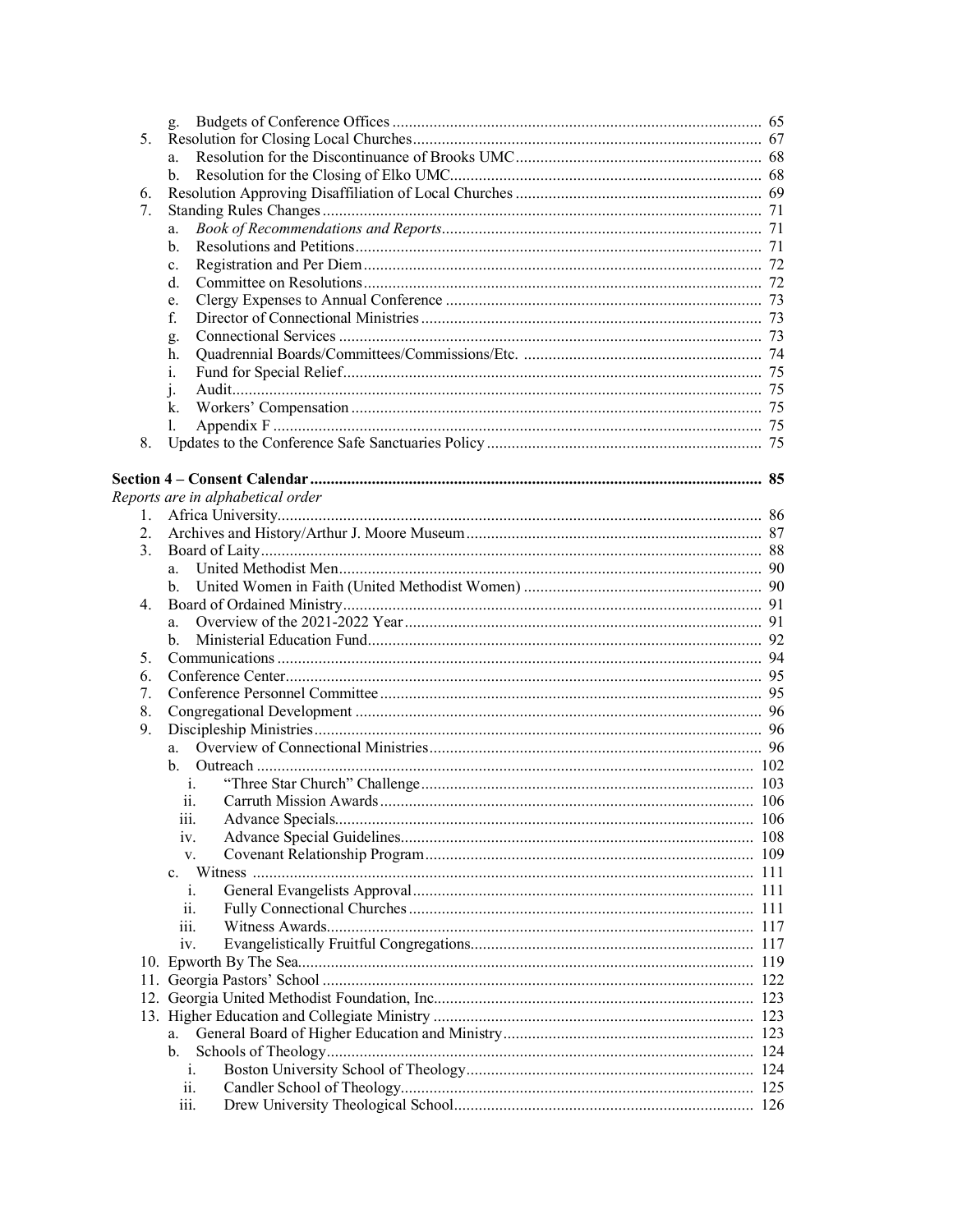g. Budgets of Conference Offices ........................................................................................ 65

5. Resolution for Closing Local Churches .................................................................................... 67
   a. Resolution for the Discontinuance of Brooks UMC ........................................................... 68
   b. Resolution for the Closing of Elko UMC ........................................................................... 68
6. Resolution Approving Disaffiliation of Local Churches ........................................................... 69
7. Standing Rules Changes ........................................................................................................... 71
   a. *Book of Recommendations and Reports* ............................................................................ 71
   b. Resolutions and Petitions ................................................................................................... 71
   c. Registration and Per Diem ................................................................................................. 72
   d. Committee on Resolutions ................................................................................................. 72
   e. Clergy Expenses to Annual Conference ............................................................................. 73
   f. Director of Connectional Ministries ................................................................................... 73
   g. Connectional Services ....................................................................................................... 73
   h. Quadrennial Boards/Committees/Commissions/Etc. ......................................................... 74
   i. Fund for Special Relief ...................................................................................................... 75
   j. Audit ................................................................................................................................. 75
   k. Workers' Compensation .................................................................................................... 75
   l. Appendix F ....................................................................................................................... 75
8. Updates to the Conference Safe Sanctuaries Policy .................................................................. 75

**Section 4 – Consent Calendar ............................................................................................................ 85**

*Reports are in alphabetical order*

1. Africa University .................................................................................................................... 86
2. Archives and History/Arthur J. Moore Museum ....................................................................... 87
3. Board of Laity ......................................................................................................................... 88
   a. United Methodist Men ...................................................................................................... 90
   b. United Women in Faith (United Methodist Women) .......................................................... 90
4. Board of Ordained Ministry ..................................................................................................... 91
   a. Overview of the 2021-2022 Year ...................................................................................... 91
   b. Ministerial Education Fund ............................................................................................... 92
5. Communications ..................................................................................................................... 94
6. Conference Center ................................................................................................................... 95
7. Conference Personnel Committee ............................................................................................ 95
8. Congregational Development .................................................................................................. 96
9. Discipleship Ministries ............................................................................................................ 96
   a. Overview of Connectional Ministries ................................................................................ 96
   b. Outreach ......................................................................................................................... 102
      i. "Three Star Church" Challenge ................................................................................. 103
      ii. Carruth Mission Awards ........................................................................................... 106
      iii. Advance Specials ..................................................................................................... 106
      iv. Advance Special Guidelines ...................................................................................... 108
      v. Covenant Relationship Program ................................................................................ 109
   c. Witness ........................................................................................................................... 111
      i. General Evangelists Approval ................................................................................... 111
      ii. Fully Connectional Churches .................................................................................... 111
      iii. Witness Awards ........................................................................................................ 117
      iv. Evangelistically Fruitful Congregations ..................................................................... 117
10. Epworth By The Sea ............................................................................................................. 119
11. Georgia Pastors' School ........................................................................................................ 122
12. Georgia United Methodist Foundation, Inc. ............................................................................ 123
13. Higher Education and Collegiate Ministry ............................................................................. 123
    a. General Board of Higher Education and Ministry ............................................................. 123
    b. Schools of Theology ........................................................................................................ 124
       i. Boston University School of Theology ...................................................................... 124
       ii. Candler School of Theology ...................................................................................... 125
       iii. Drew University Theological School ......................................................................... 126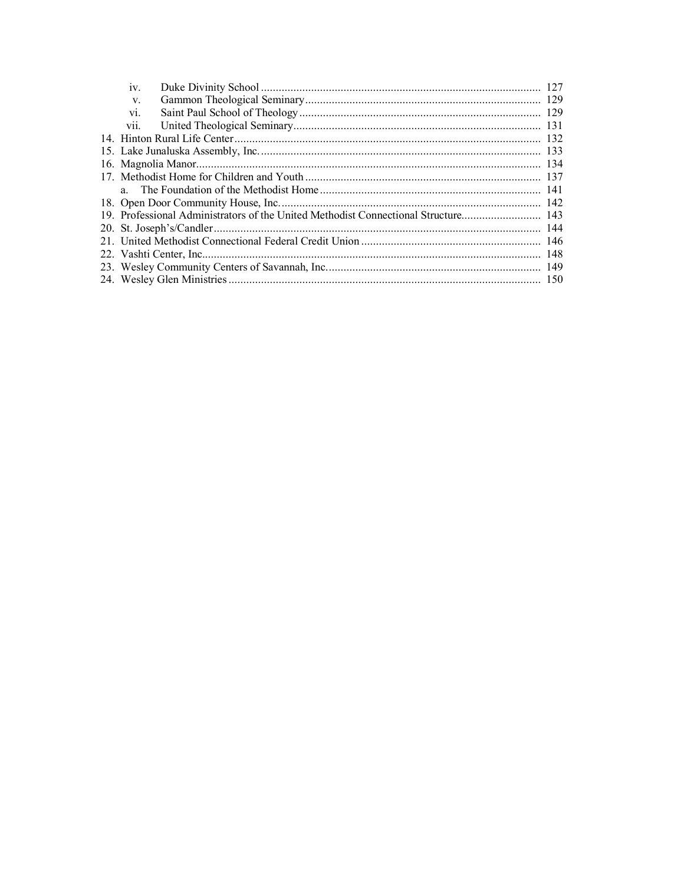- iv. Duke Divinity School ........ 127
- v. Gammon Theological Seminary ........ 129
- vi. Saint Paul School of Theology ........ 129
- vii. United Theological Seminary ........ 131

14. Hinton Rural Life Center ........ 132
15. Lake Junaluska Assembly, Inc. ........ 133
16. Magnolia Manor ........ 134
17. Methodist Home for Children and Youth ........ 137
    - a. The Foundation of the Methodist Home ........ 141
18. Open Door Community House, Inc. ........ 142
19. Professional Administrators of the United Methodist Connectional Structure ........ 143
20. St. Joseph's/Candler ........ 144
21. United Methodist Connectional Federal Credit Union ........ 146
22. Vashti Center, Inc. ........ 148
23. Wesley Community Centers of Savannah, Inc. ........ 149
24. Wesley Glen Ministries ........ 150